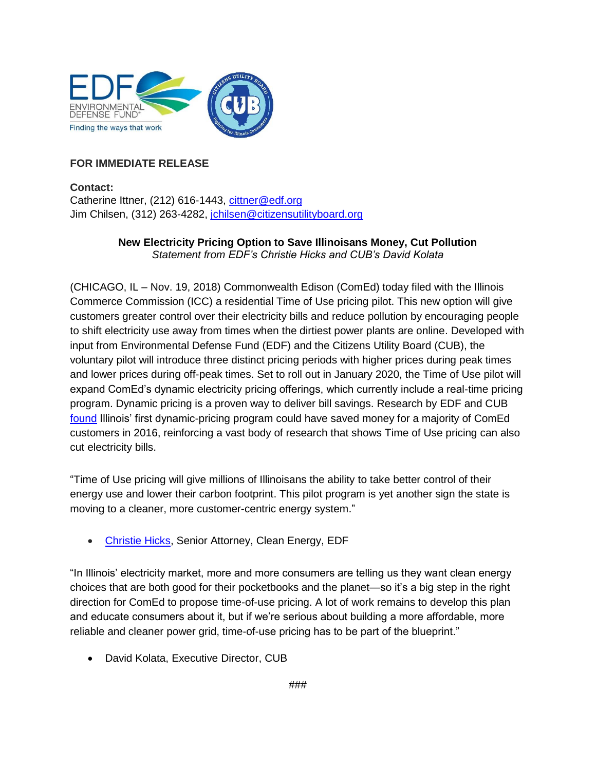**FOR IMMEDIATE RELEASE**

**Contact:**
Catherine Ittner, (212) 616-1443, cittner@edf.org
Jim Chilsen, (312) 263-4282, jchilsen@citizensutilityboard.org

**New Electricity Pricing Option to Save Illinoisans Money, Cut Pollution**
*Statement from EDF's Christie Hicks and CUB's David Kolata*

(CHICAGO, IL – Nov. 19, 2018) Commonwealth Edison (ComEd) today filed with the Illinois Commerce Commission (ICC) a residential Time of Use pricing pilot. This new option will give customers greater control over their electricity bills and reduce pollution by encouraging people to shift electricity use away from times when the dirtiest power plants are online. Developed with input from Environmental Defense Fund (EDF) and the Citizens Utility Board (CUB), the voluntary pilot will introduce three distinct pricing periods with higher prices during peak times and lower prices during off-peak times. Set to roll out in January 2020, the Time of Use pilot will expand ComEd's dynamic electricity pricing offerings, which currently include a real-time pricing program. Dynamic pricing is a proven way to deliver bill savings. Research by EDF and CUB found Illinois' first dynamic-pricing program could have saved money for a majority of ComEd customers in 2016, reinforcing a vast body of research that shows Time of Use pricing can also cut electricity bills.

"Time of Use pricing will give millions of Illinoisans the ability to take better control of their energy use and lower their carbon footprint. This pilot program is yet another sign the state is moving to a cleaner, more customer-centric energy system."

- Christie Hicks, Senior Attorney, Clean Energy, EDF

"In Illinois' electricity market, more and more consumers are telling us they want clean energy choices that are both good for their pocketbooks and the planet—so it's a big step in the right direction for ComEd to propose time-of-use pricing. A lot of work remains to develop this plan and educate consumers about it, but if we're serious about building a more affordable, more reliable and cleaner power grid, time-of-use pricing has to be part of the blueprint."

- David Kolata, Executive Director, CUB

###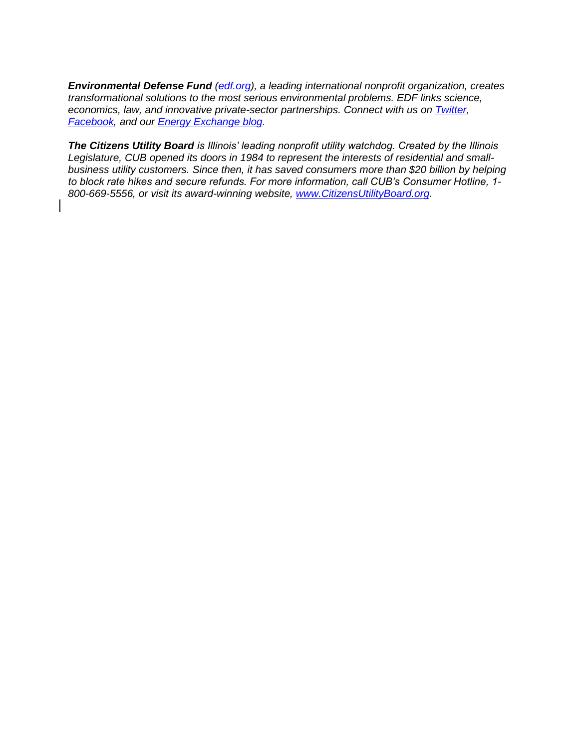***Environmental Defense Fund** (edf.org), a leading international nonprofit organization, creates transformational solutions to the most serious environmental problems. EDF links science, economics, law, and innovative private-sector partnerships. Connect with us on Twitter, Facebook, and our Energy Exchange blog.*

***The Citizens Utility Board** is Illinois' leading nonprofit utility watchdog. Created by the Illinois Legislature, CUB opened its doors in 1984 to represent the interests of residential and small-business utility customers. Since then, it has saved consumers more than $20 billion by helping to block rate hikes and secure refunds. For more information, call CUB's Consumer Hotline, 1-800-669-5556, or visit its award-winning website, www.CitizensUtilityBoard.org.*